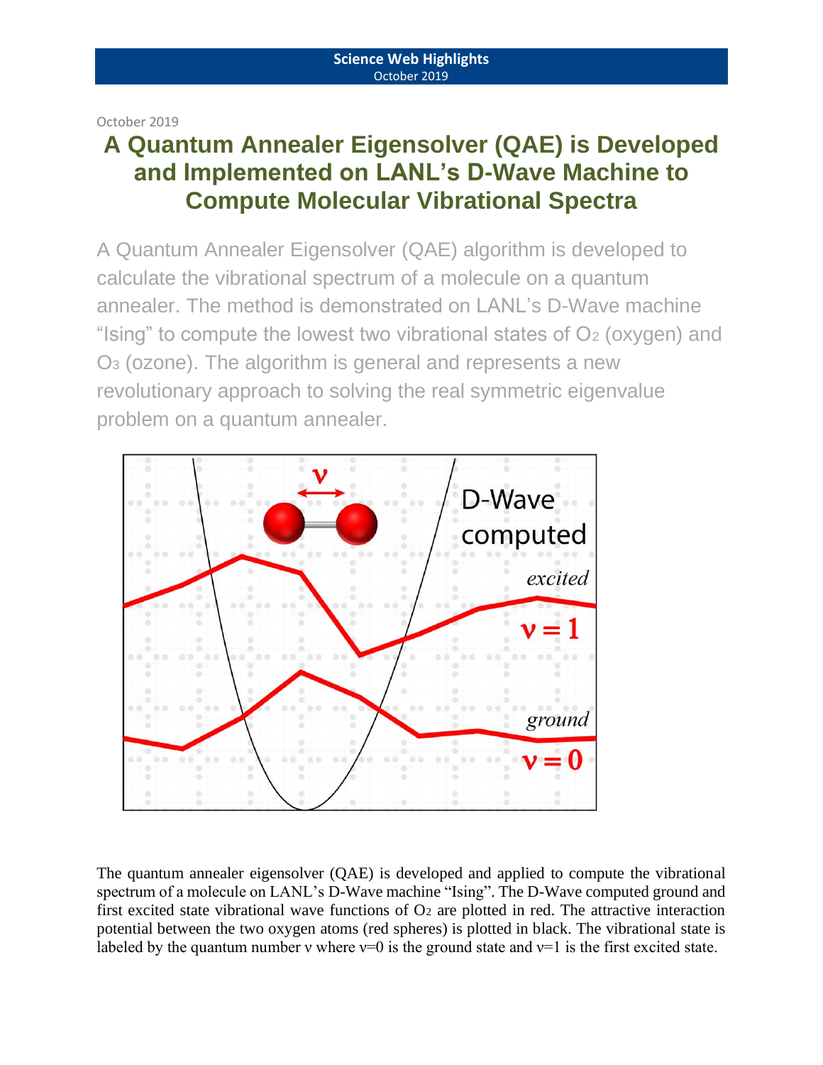October 2019

# A Quantum Annealer Eigensolver (QAE) is Developed and Implemented on LANL's D-Wave Machine to Compute Molecular Vibrational Spectra

A Quantum Annealer Eigensolver (QAE) algorithm is developed to calculate the vibrational spectrum of a molecule on a quantum annealer. The method is demonstrated on LANL's D-Wave machine "Ising" to compute the lowest two vibrational states of $O_2$ (oxygen) and $O_3$ (ozone). The algorithm is general and represents a new revolutionary approach to solving the real symmetric eigenvalue problem on a quantum annealer.

The quantum annealer eigensolver (QAE) is developed and applied to compute the vibrational spectrum of a molecule on LANL's D-Wave machine "Ising". The D-Wave computed ground and first excited state vibrational wave functions of $O_2$ are plotted in red. The attractive interaction potential between the two oxygen atoms (red spheres) is plotted in black. The vibrational state is labeled by the quantum number $\nu$ where $\nu=0$ is the ground state and $\nu=1$ is the first excited state.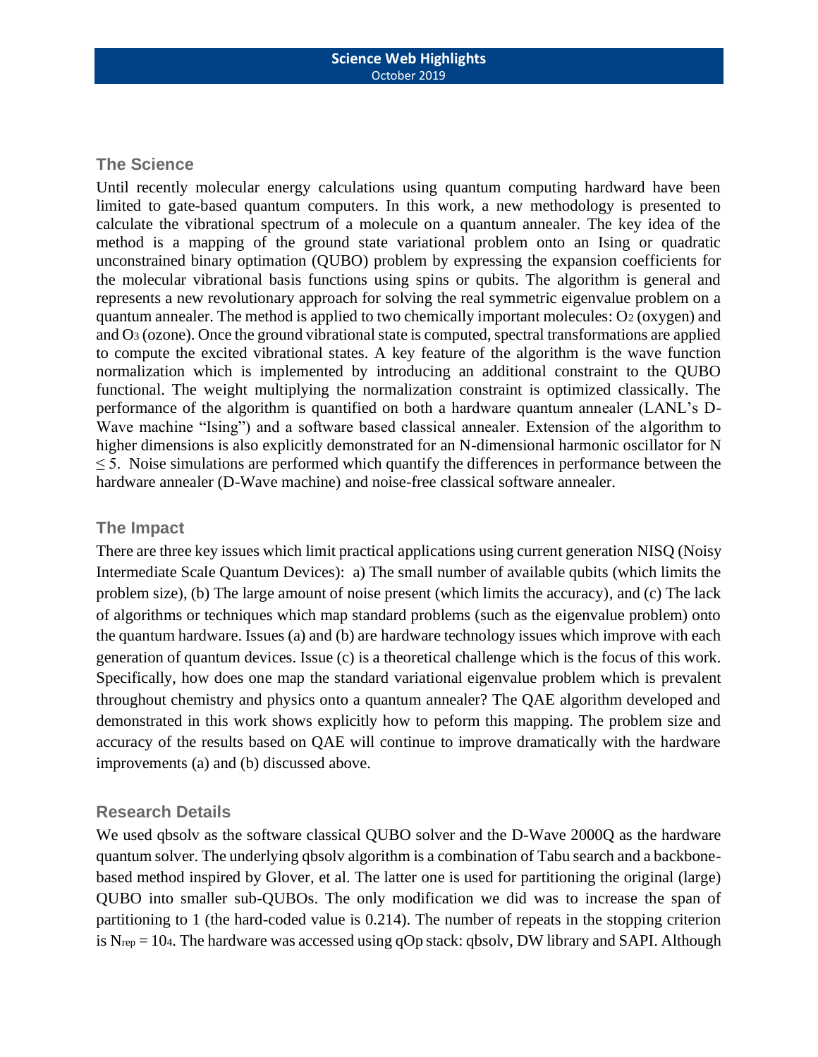## The Science

Until recently molecular energy calculations using quantum computing hardward have been limited to gate-based quantum computers. In this work, a new methodology is presented to calculate the vibrational spectrum of a molecule on a quantum annealer. The key idea of the method is a mapping of the ground state variational problem onto an Ising or quadratic unconstrained binary optimization (QUBO) problem by expressing the expansion coefficients for the molecular vibrational basis functions using spins or qubits. The algorithm is general and represents a new revolutionary approach for solving the real symmetric eigenvalue problem on a quantum annealer. The method is applied to two chemically important molecules: $O_2$ (oxygen) and and $O_3$ (ozone). Once the ground vibrational state is computed, spectral transformations are applied to compute the excited vibrational states. A key feature of the algorithm is the wave function normalization which is implemented by introducing an additional constraint to the QUBO functional. The weight multiplying the normalization constraint is optimized classically. The performance of the algorithm is quantified on both a hardware quantum annealer (LANL's D-Wave machine "Ising") and a software based classical annealer. Extension of the algorithm to higher dimensions is also explicitly demonstrated for an N-dimensional harmonic oscillator for $N \leq 5$. Noise simulations are performed which quantify the differences in performance between the hardware annealer (D-Wave machine) and noise-free classical software annealer.

## The Impact

There are three key issues which limit practical applications using current generation NISQ (Noisy Intermediate Scale Quantum Devices): a) The small number of available qubits (which limits the problem size), (b) The large amount of noise present (which limits the accuracy), and (c) The lack of algorithms or techniques which map standard problems (such as the eigenvalue problem) onto the quantum hardware. Issues (a) and (b) are hardware technology issues which improve with each generation of quantum devices. Issue (c) is a theoretical challenge which is the focus of this work. Specifically, how does one map the standard variational eigenvalue problem which is prevalent throughout chemistry and physics onto a quantum annealer? The QAE algorithm developed and demonstrated in this work shows explicitly how to peform this mapping. The problem size and accuracy of the results based on QAE will continue to improve dramatically with the hardware improvements (a) and (b) discussed above.

## Research Details

We used qbsolv as the software classical QUBO solver and the D-Wave 2000Q as the hardware quantum solver. The underlying qbsolv algorithm is a combination of Tabu search and a backbone-based method inspired by Glover, et al. The latter one is used for partitioning the original (large) QUBO into smaller sub-QUBOs. The only modification we did was to increase the span of partitioning to 1 (the hard-coded value is 0.214). The number of repeats in the stopping criterion is $N_{rep} = 10^4$. The hardware was accessed using qOp stack: qbsolv, DW library and SAPI. Although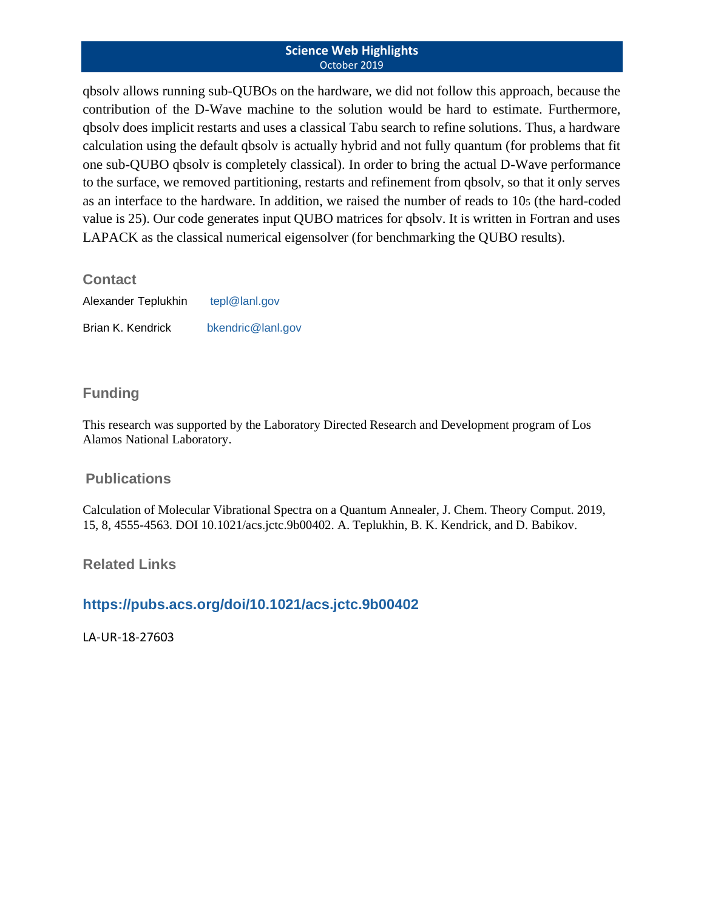qbsolv allows running sub-QUBOs on the hardware, we did not follow this approach, because the contribution of the D-Wave machine to the solution would be hard to estimate. Furthermore, qbsolv does implicit restarts and uses a classical Tabu search to refine solutions. Thus, a hardware calculation using the default qbsolv is actually hybrid and not fully quantum (for problems that fit one sub-QUBO qbsolv is completely classical). In order to bring the actual D-Wave performance to the surface, we removed partitioning, restarts and refinement from qbsolv, so that it only serves as an interface to the hardware. In addition, we raised the number of reads to $10^5$ (the hard-coded value is 25). Our code generates input QUBO matrices for qbsolv. It is written in Fortran and uses LAPACK as the classical numerical eigensolver (for benchmarking the QUBO results).

## Contact

Alexander Teplukhin tepl@lanl.gov

Brian K. Kendrick bkendric@lanl.gov

## Funding

This research was supported by the Laboratory Directed Research and Development program of Los Alamos National Laboratory.

## Publications

Calculation of Molecular Vibrational Spectra on a Quantum Annealer, J. Chem. Theory Comput. 2019, 15, 8, 4555-4563. DOI 10.1021/acs.jctc.9b00402. A. Teplukhin, B. K. Kendrick, and D. Babikov.

## Related Links

**https://pubs.acs.org/doi/10.1021/acs.jctc.9b00402**

LA-UR-18-27603